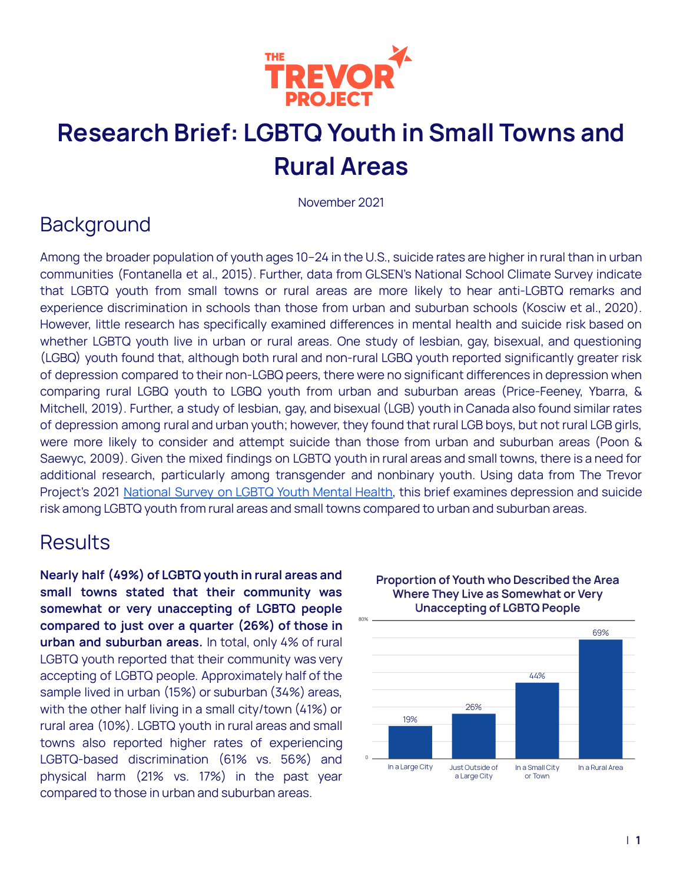# Research Brief: LGBTQ Youth in Small Towns and Rural Areas

November 2021

## Background

Among the broader population of youth ages 10–24 in the U.S., suicide rates are higher in rural than in urban communities (Fontanella et al., 2015). Further, data from GLSEN's National School Climate Survey indicate that LGBTQ youth from small towns or rural areas are more likely to hear anti-LGBTQ remarks and experience discrimination in schools than those from urban and suburban schools (Kosciw et al., 2020). However, little research has specifically examined differences in mental health and suicide risk based on whether LGBTQ youth live in urban or rural areas. One study of lesbian, gay, bisexual, and questioning (LGBQ) youth found that, although both rural and non-rural LGBQ youth reported significantly greater risk of depression compared to their non-LGBQ peers, there were no significant differences in depression when comparing rural LGBQ youth to LGBQ youth from urban and suburban areas (Price-Feeney, Ybarra, & Mitchell, 2019). Further, a study of lesbian, gay, and bisexual (LGB) youth in Canada also found similar rates of depression among rural and urban youth; however, they found that rural LGB boys, but not rural LGB girls, were more likely to consider and attempt suicide than those from urban and suburban areas (Poon & Saewyc, 2009). Given the mixed findings on LGBTQ youth in rural areas and small towns, there is a need for additional research, particularly among transgender and nonbinary youth. Using data from The Trevor Project's 2021 National Survey on LGBTQ Youth Mental Health, this brief examines depression and suicide risk among LGBTQ youth from rural areas and small towns compared to urban and suburban areas.

## Results

**Nearly half (49%) of LGBTQ youth in rural areas and small towns stated that their community was somewhat or very unaccepting of LGBTQ people compared to just over a quarter (26%) of those in urban and suburban areas.** In total, only 4% of rural LGBTQ youth reported that their community was very accepting of LGBTQ people. Approximately half of the sample lived in urban (15%) or suburban (34%) areas, with the other half living in a small city/town (41%) or rural area (10%). LGBTQ youth in rural areas and small towns also reported higher rates of experiencing LGBTQ-based discrimination (61% vs. 56%) and physical harm (21% vs. 17%) in the past year compared to those in urban and suburban areas.

**Proportion of Youth who Described the Area Where They Live as Somewhat or Very Unaccepting of LGBTQ People**

| Area | Percentage |
|---|---|
| In a Large City | 19% |
| Just Outside of a Large City | 26% |
| In a Small City or Town | 44% |
| In a Rural Area | 69% |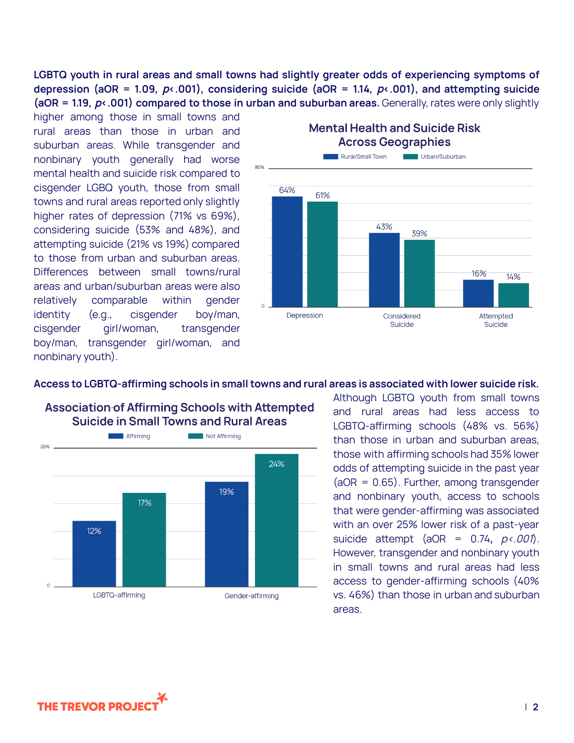**LGBTQ youth in rural areas and small towns had slightly greater odds of experiencing symptoms of depression (aOR = 1.09, $p<.001$), considering suicide (aOR = 1.14, $p<.001$), and attempting suicide (aOR = 1.19, $p<.001$) compared to those in urban and suburban areas.** Generally, rates were only slightly higher among those in small towns and rural areas than those in urban and suburban areas. While transgender and nonbinary youth generally had worse mental health and suicide risk compared to cisgender LGBQ youth, those from small towns and rural areas reported only slightly higher rates of depression (71% vs 69%), considering suicide (53% and 48%), and attempting suicide (21% vs 19%) compared to those from urban and suburban areas. Differences between small towns/rural areas and urban/suburban areas were also relatively comparable within gender identity (e.g., cisgender boy/man, cisgender girl/woman, transgender boy/man, transgender girl/woman, and nonbinary youth).

**Mental Health and Suicide Risk Across Geographies**

| | Rural/Small Town | Urban/Suburban |
|---|---|---|
| Depression | 64% | 61% |
| Considered Suicide | 43% | 39% |
| Attempted Suicide | 16% | 14% |

**Access to LGBTQ-affirming schools in small towns and rural areas is associated with lower suicide risk.**

**Association of Affirming Schools with Attempted Suicide in Small Towns and Rural Areas**

| | Affirming | Not Affirming |
|---|---|---|
| LGBTQ-affirming | 12% | 17% |
| Gender-affirming | 19% | 24% |

Although LGBTQ youth from small towns and rural areas had less access to LGBTQ-affirming schools (48% vs. 56%) than those in urban and suburban areas, those with affirming schools had 35% lower odds of attempting suicide in the past year (aOR = 0.65). Further, among transgender and nonbinary youth, access to schools that were gender-affirming was associated with an over 25% lower risk of a past-year suicide attempt (aOR = 0.74, $p<.001$). However, transgender and nonbinary youth in small towns and rural areas had less access to gender-affirming schools (40% vs. 46%) than those in urban and suburban areas.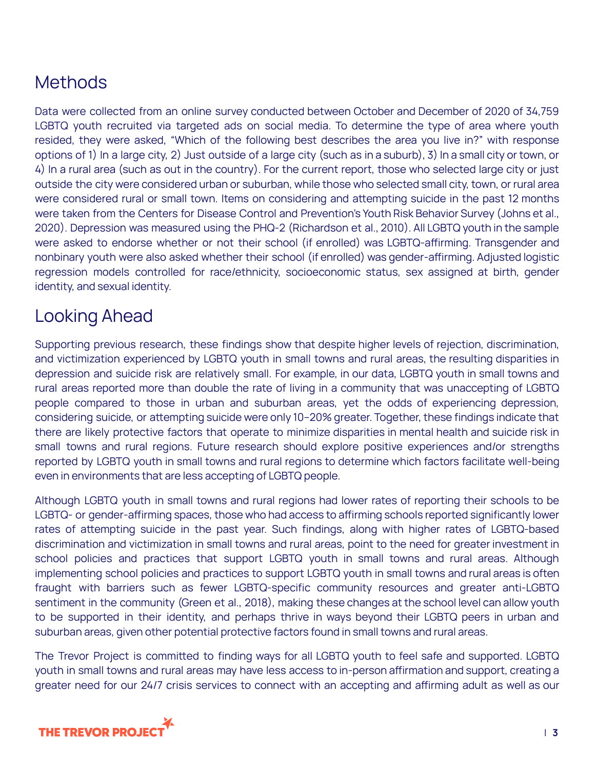## Methods

Data were collected from an online survey conducted between October and December of 2020 of 34,759 LGBTQ youth recruited via targeted ads on social media. To determine the type of area where youth resided, they were asked, "Which of the following best describes the area you live in?" with response options of 1) In a large city, 2) Just outside of a large city (such as in a suburb), 3) In a small city or town, or 4) In a rural area (such as out in the country). For the current report, those who selected large city or just outside the city were considered urban or suburban, while those who selected small city, town, or rural area were considered rural or small town. Items on considering and attempting suicide in the past 12 months were taken from the Centers for Disease Control and Prevention's Youth Risk Behavior Survey (Johns et al., 2020). Depression was measured using the PHQ-2 (Richardson et al., 2010). All LGBTQ youth in the sample were asked to endorse whether or not their school (if enrolled) was LGBTQ-affirming. Transgender and nonbinary youth were also asked whether their school (if enrolled) was gender-affirming. Adjusted logistic regression models controlled for race/ethnicity, socioeconomic status, sex assigned at birth, gender identity, and sexual identity.

## Looking Ahead

Supporting previous research, these findings show that despite higher levels of rejection, discrimination, and victimization experienced by LGBTQ youth in small towns and rural areas, the resulting disparities in depression and suicide risk are relatively small. For example, in our data, LGBTQ youth in small towns and rural areas reported more than double the rate of living in a community that was unaccepting of LGBTQ people compared to those in urban and suburban areas, yet the odds of experiencing depression, considering suicide, or attempting suicide were only 10–20% greater. Together, these findings indicate that there are likely protective factors that operate to minimize disparities in mental health and suicide risk in small towns and rural regions. Future research should explore positive experiences and/or strengths reported by LGBTQ youth in small towns and rural regions to determine which factors facilitate well-being even in environments that are less accepting of LGBTQ people.

Although LGBTQ youth in small towns and rural regions had lower rates of reporting their schools to be LGBTQ- or gender-affirming spaces, those who had access to affirming schools reported significantly lower rates of attempting suicide in the past year. Such findings, along with higher rates of LGBTQ-based discrimination and victimization in small towns and rural areas, point to the need for greater investment in school policies and practices that support LGBTQ youth in small towns and rural areas. Although implementing school policies and practices to support LGBTQ youth in small towns and rural areas is often fraught with barriers such as fewer LGBTQ-specific community resources and greater anti-LGBTQ sentiment in the community (Green et al., 2018), making these changes at the school level can allow youth to be supported in their identity, and perhaps thrive in ways beyond their LGBTQ peers in urban and suburban areas, given other potential protective factors found in small towns and rural areas.

The Trevor Project is committed to finding ways for all LGBTQ youth to feel safe and supported. LGBTQ youth in small towns and rural areas may have less access to in-person affirmation and support, creating a greater need for our 24/7 crisis services to connect with an accepting and affirming adult as well as our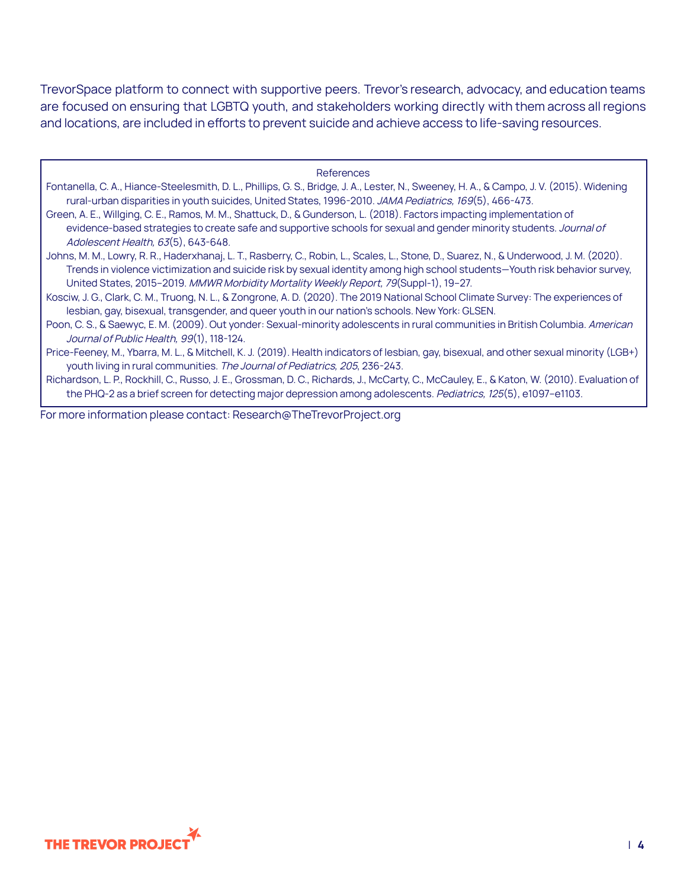TrevorSpace platform to connect with supportive peers. Trevor's research, advocacy, and education teams are focused on ensuring that LGBTQ youth, and stakeholders working directly with them across all regions and locations, are included in efforts to prevent suicide and achieve access to life-saving resources.

References

Fontanella, C. A., Hiance-Steelesmith, D. L., Phillips, G. S., Bridge, J. A., Lester, N., Sweeney, H. A., & Campo, J. V. (2015). Widening rural-urban disparities in youth suicides, United States, 1996-2010. *JAMA Pediatrics, 169*(5), 466-473.

Green, A. E., Willging, C. E., Ramos, M. M., Shattuck, D., & Gunderson, L. (2018). Factors impacting implementation of evidence-based strategies to create safe and supportive schools for sexual and gender minority students. *Journal of Adolescent Health, 63*(5), 643-648.

Johns, M. M., Lowry, R. R., Haderxhanaj, L. T., Rasberry, C., Robin, L., Scales, L., Stone, D., Suarez, N., & Underwood, J. M. (2020). Trends in violence victimization and suicide risk by sexual identity among high school students—Youth risk behavior survey, United States, 2015–2019. *MMWR Morbidity Mortality Weekly Report, 79*(Suppl-1), 19–27.

Kosciw, J. G., Clark, C. M., Truong, N. L., & Zongrone, A. D. (2020). The 2019 National School Climate Survey: The experiences of lesbian, gay, bisexual, transgender, and queer youth in our nation's schools. New York: GLSEN.

Poon, C. S., & Saewyc, E. M. (2009). Out yonder: Sexual-minority adolescents in rural communities in British Columbia. *American Journal of Public Health, 99*(1), 118-124.

Price-Feeney, M., Ybarra, M. L., & Mitchell, K. J. (2019). Health indicators of lesbian, gay, bisexual, and other sexual minority (LGB+) youth living in rural communities. *The Journal of Pediatrics, 205*, 236-243.

Richardson, L. P., Rockhill, C., Russo, J. E., Grossman, D. C., Richards, J., McCarty, C., McCauley, E., & Katon, W. (2010). Evaluation of the PHQ-2 as a brief screen for detecting major depression among adolescents. *Pediatrics, 125*(5), e1097–e1103.

For more information please contact: Research@TheTrevorProject.org